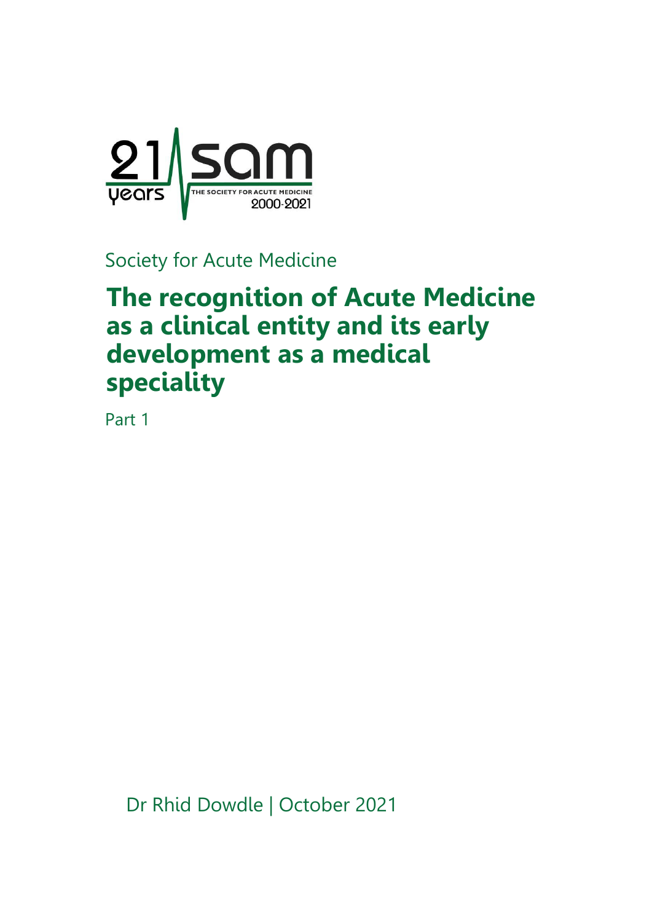Society for Acute Medicine

# The recognition of Acute Medicine as a clinical entity and its early development as a medical speciality

Part 1

Dr Rhid Dowdle | October 2021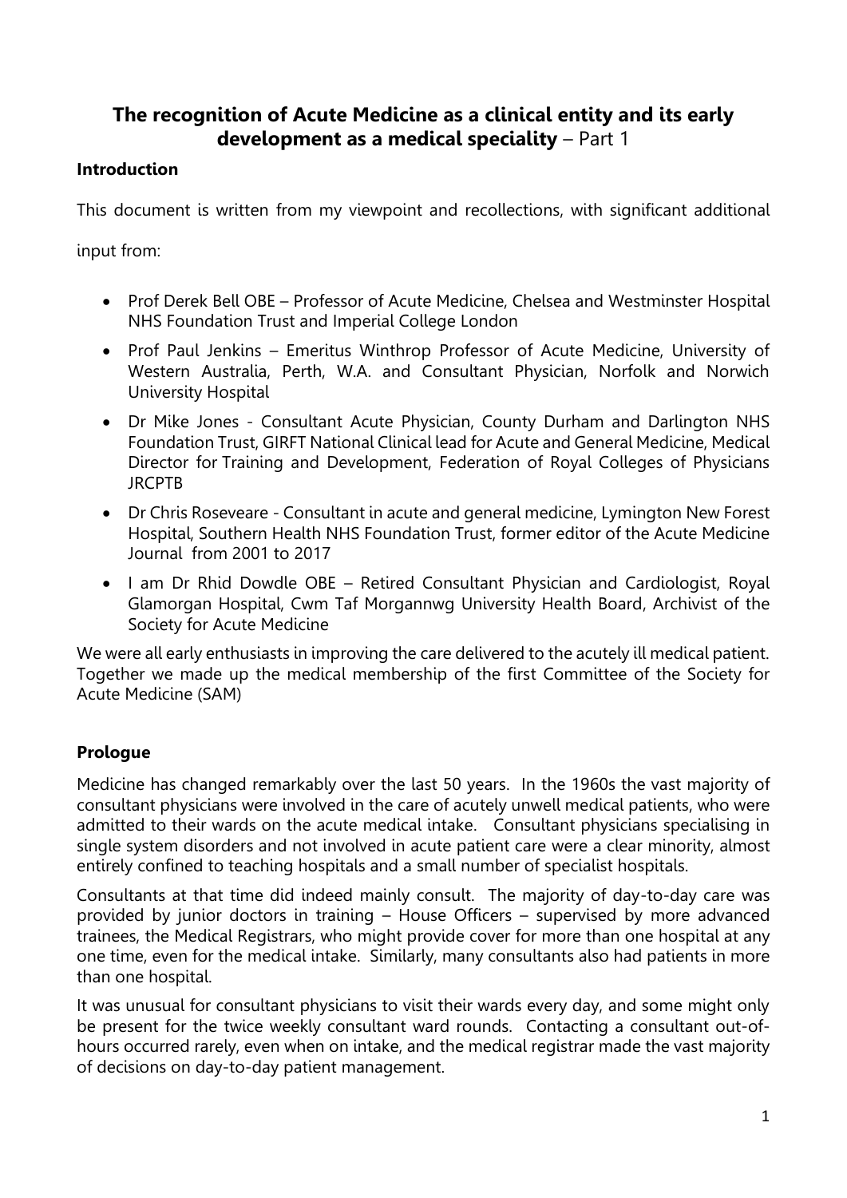## The recognition of Acute Medicine as a clinical entity and its early development as a medical speciality – Part 1

### Introduction

This document is written from my viewpoint and recollections, with significant additional input from:

- Prof Derek Bell OBE – Professor of Acute Medicine, Chelsea and Westminster Hospital NHS Foundation Trust and Imperial College London
- Prof Paul Jenkins – Emeritus Winthrop Professor of Acute Medicine, University of Western Australia, Perth, W.A. and Consultant Physician, Norfolk and Norwich University Hospital
- Dr Mike Jones - Consultant Acute Physician, County Durham and Darlington NHS Foundation Trust, GIRFT National Clinical lead for Acute and General Medicine, Medical Director for Training and Development, Federation of Royal Colleges of Physicians JRCPTB
- Dr Chris Roseveare - Consultant in acute and general medicine, Lymington New Forest Hospital, Southern Health NHS Foundation Trust, former editor of the Acute Medicine Journal from 2001 to 2017
- I am Dr Rhid Dowdle OBE – Retired Consultant Physician and Cardiologist, Royal Glamorgan Hospital, Cwm Taf Morgannwg University Health Board, Archivist of the Society for Acute Medicine

We were all early enthusiasts in improving the care delivered to the acutely ill medical patient. Together we made up the medical membership of the first Committee of the Society for Acute Medicine (SAM)

### Prologue

Medicine has changed remarkably over the last 50 years. In the 1960s the vast majority of consultant physicians were involved in the care of acutely unwell medical patients, who were admitted to their wards on the acute medical intake. Consultant physicians specialising in single system disorders and not involved in acute patient care were a clear minority, almost entirely confined to teaching hospitals and a small number of specialist hospitals.

Consultants at that time did indeed mainly consult. The majority of day-to-day care was provided by junior doctors in training – House Officers – supervised by more advanced trainees, the Medical Registrars, who might provide cover for more than one hospital at any one time, even for the medical intake. Similarly, many consultants also had patients in more than one hospital.

It was unusual for consultant physicians to visit their wards every day, and some might only be present for the twice weekly consultant ward rounds. Contacting a consultant out-of-hours occurred rarely, even when on intake, and the medical registrar made the vast majority of decisions on day-to-day patient management.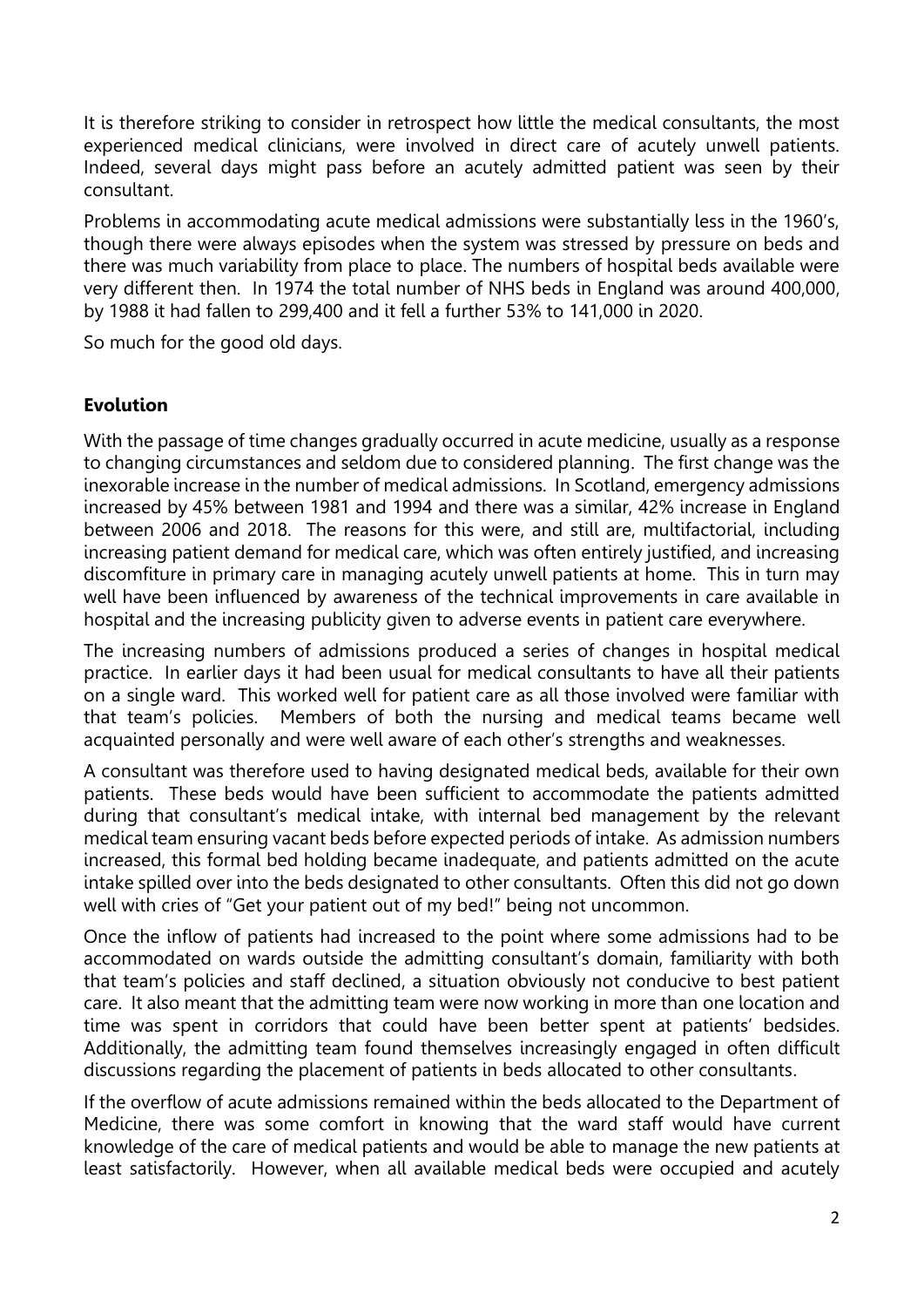It is therefore striking to consider in retrospect how little the medical consultants, the most experienced medical clinicians, were involved in direct care of acutely unwell patients. Indeed, several days might pass before an acutely admitted patient was seen by their consultant.

Problems in accommodating acute medical admissions were substantially less in the 1960's, though there were always episodes when the system was stressed by pressure on beds and there was much variability from place to place. The numbers of hospital beds available were very different then. In 1974 the total number of NHS beds in England was around 400,000, by 1988 it had fallen to 299,400 and it fell a further 53% to 141,000 in 2020.

So much for the good old days.

**Evolution**

With the passage of time changes gradually occurred in acute medicine, usually as a response to changing circumstances and seldom due to considered planning. The first change was the inexorable increase in the number of medical admissions. In Scotland, emergency admissions increased by 45% between 1981 and 1994 and there was a similar, 42% increase in England between 2006 and 2018. The reasons for this were, and still are, multifactorial, including increasing patient demand for medical care, which was often entirely justified, and increasing discomfiture in primary care in managing acutely unwell patients at home. This in turn may well have been influenced by awareness of the technical improvements in care available in hospital and the increasing publicity given to adverse events in patient care everywhere.

The increasing numbers of admissions produced a series of changes in hospital medical practice. In earlier days it had been usual for medical consultants to have all their patients on a single ward. This worked well for patient care as all those involved were familiar with that team's policies. Members of both the nursing and medical teams became well acquainted personally and were well aware of each other's strengths and weaknesses.

A consultant was therefore used to having designated medical beds, available for their own patients. These beds would have been sufficient to accommodate the patients admitted during that consultant's medical intake, with internal bed management by the relevant medical team ensuring vacant beds before expected periods of intake. As admission numbers increased, this formal bed holding became inadequate, and patients admitted on the acute intake spilled over into the beds designated to other consultants. Often this did not go down well with cries of "Get your patient out of my bed!" being not uncommon.

Once the inflow of patients had increased to the point where some admissions had to be accommodated on wards outside the admitting consultant's domain, familiarity with both that team's policies and staff declined, a situation obviously not conducive to best patient care. It also meant that the admitting team were now working in more than one location and time was spent in corridors that could have been better spent at patients' bedsides. Additionally, the admitting team found themselves increasingly engaged in often difficult discussions regarding the placement of patients in beds allocated to other consultants.

If the overflow of acute admissions remained within the beds allocated to the Department of Medicine, there was some comfort in knowing that the ward staff would have current knowledge of the care of medical patients and would be able to manage the new patients at least satisfactorily. However, when all available medical beds were occupied and acutely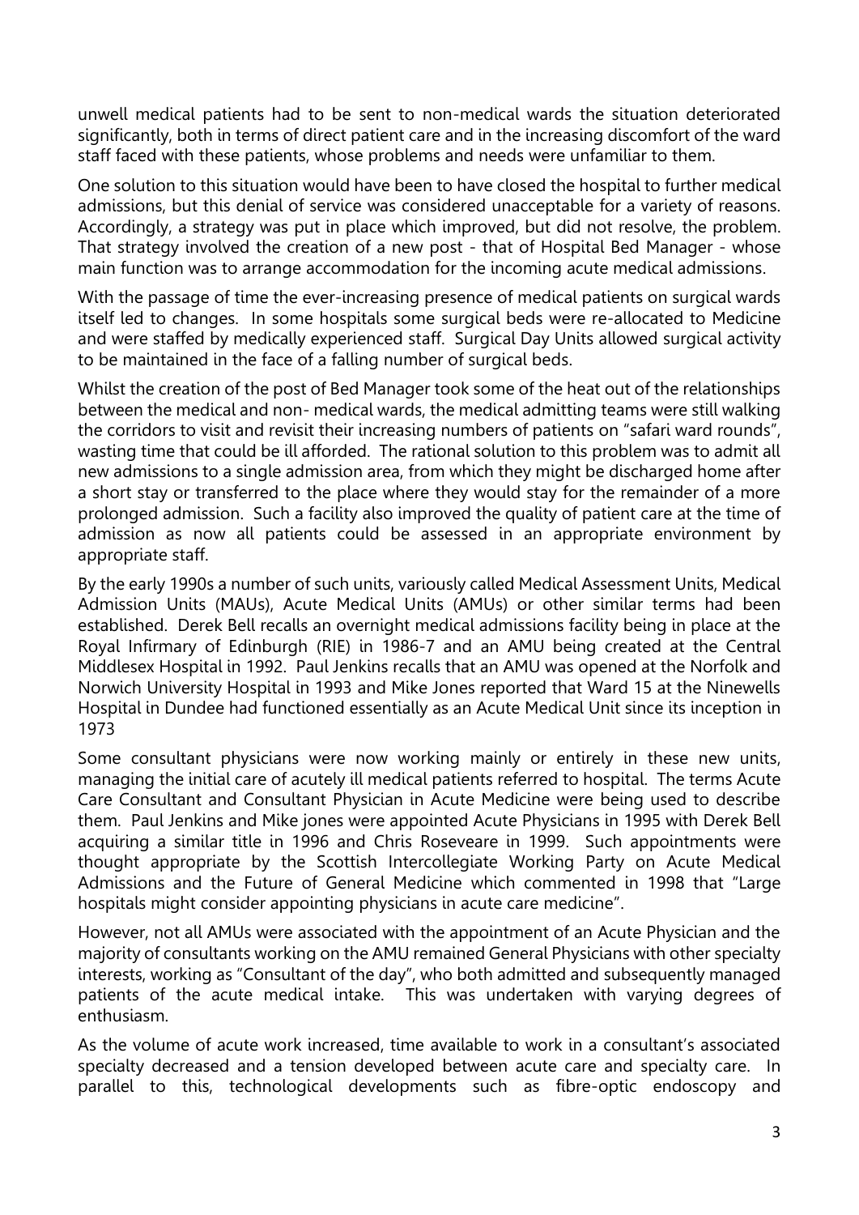unwell medical patients had to be sent to non-medical wards the situation deteriorated significantly, both in terms of direct patient care and in the increasing discomfort of the ward staff faced with these patients, whose problems and needs were unfamiliar to them.

One solution to this situation would have been to have closed the hospital to further medical admissions, but this denial of service was considered unacceptable for a variety of reasons. Accordingly, a strategy was put in place which improved, but did not resolve, the problem. That strategy involved the creation of a new post - that of Hospital Bed Manager - whose main function was to arrange accommodation for the incoming acute medical admissions.

With the passage of time the ever-increasing presence of medical patients on surgical wards itself led to changes. In some hospitals some surgical beds were re-allocated to Medicine and were staffed by medically experienced staff. Surgical Day Units allowed surgical activity to be maintained in the face of a falling number of surgical beds.

Whilst the creation of the post of Bed Manager took some of the heat out of the relationships between the medical and non- medical wards, the medical admitting teams were still walking the corridors to visit and revisit their increasing numbers of patients on "safari ward rounds", wasting time that could be ill afforded. The rational solution to this problem was to admit all new admissions to a single admission area, from which they might be discharged home after a short stay or transferred to the place where they would stay for the remainder of a more prolonged admission. Such a facility also improved the quality of patient care at the time of admission as now all patients could be assessed in an appropriate environment by appropriate staff.

By the early 1990s a number of such units, variously called Medical Assessment Units, Medical Admission Units (MAUs), Acute Medical Units (AMUs) or other similar terms had been established. Derek Bell recalls an overnight medical admissions facility being in place at the Royal Infirmary of Edinburgh (RIE) in 1986-7 and an AMU being created at the Central Middlesex Hospital in 1992. Paul Jenkins recalls that an AMU was opened at the Norfolk and Norwich University Hospital in 1993 and Mike Jones reported that Ward 15 at the Ninewells Hospital in Dundee had functioned essentially as an Acute Medical Unit since its inception in 1973

Some consultant physicians were now working mainly or entirely in these new units, managing the initial care of acutely ill medical patients referred to hospital. The terms Acute Care Consultant and Consultant Physician in Acute Medicine were being used to describe them. Paul Jenkins and Mike jones were appointed Acute Physicians in 1995 with Derek Bell acquiring a similar title in 1996 and Chris Roseveare in 1999. Such appointments were thought appropriate by the Scottish Intercollegiate Working Party on Acute Medical Admissions and the Future of General Medicine which commented in 1998 that "Large hospitals might consider appointing physicians in acute care medicine".

However, not all AMUs were associated with the appointment of an Acute Physician and the majority of consultants working on the AMU remained General Physicians with other specialty interests, working as "Consultant of the day", who both admitted and subsequently managed patients of the acute medical intake. This was undertaken with varying degrees of enthusiasm.

As the volume of acute work increased, time available to work in a consultant's associated specialty decreased and a tension developed between acute care and specialty care. In parallel to this, technological developments such as fibre-optic endoscopy and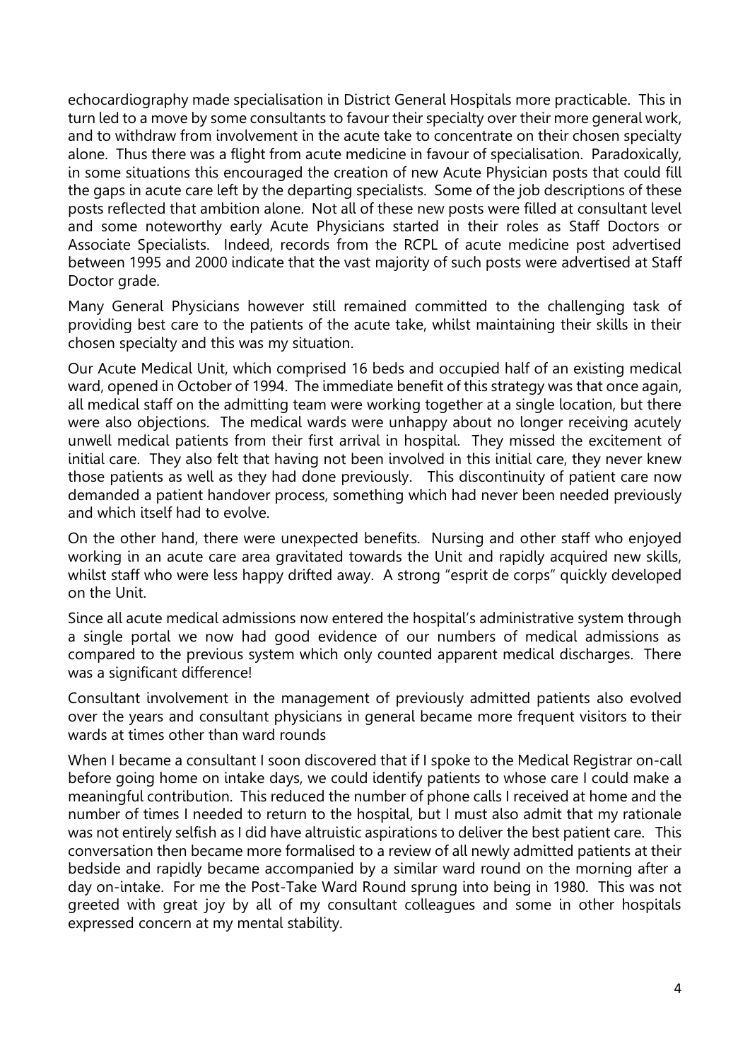echocardiography made specialisation in District General Hospitals more practicable. This in turn led to a move by some consultants to favour their specialty over their more general work, and to withdraw from involvement in the acute take to concentrate on their chosen specialty alone. Thus there was a flight from acute medicine in favour of specialisation. Paradoxically, in some situations this encouraged the creation of new Acute Physician posts that could fill the gaps in acute care left by the departing specialists. Some of the job descriptions of these posts reflected that ambition alone. Not all of these new posts were filled at consultant level and some noteworthy early Acute Physicians started in their roles as Staff Doctors or Associate Specialists. Indeed, records from the RCPL of acute medicine post advertised between 1995 and 2000 indicate that the vast majority of such posts were advertised at Staff Doctor grade.

Many General Physicians however still remained committed to the challenging task of providing best care to the patients of the acute take, whilst maintaining their skills in their chosen specialty and this was my situation.

Our Acute Medical Unit, which comprised 16 beds and occupied half of an existing medical ward, opened in October of 1994. The immediate benefit of this strategy was that once again, all medical staff on the admitting team were working together at a single location, but there were also objections. The medical wards were unhappy about no longer receiving acutely unwell medical patients from their first arrival in hospital. They missed the excitement of initial care. They also felt that having not been involved in this initial care, they never knew those patients as well as they had done previously. This discontinuity of patient care now demanded a patient handover process, something which had never been needed previously and which itself had to evolve.

On the other hand, there were unexpected benefits. Nursing and other staff who enjoyed working in an acute care area gravitated towards the Unit and rapidly acquired new skills, whilst staff who were less happy drifted away. A strong "esprit de corps" quickly developed on the Unit.

Since all acute medical admissions now entered the hospital's administrative system through a single portal we now had good evidence of our numbers of medical admissions as compared to the previous system which only counted apparent medical discharges. There was a significant difference!

Consultant involvement in the management of previously admitted patients also evolved over the years and consultant physicians in general became more frequent visitors to their wards at times other than ward rounds

When I became a consultant I soon discovered that if I spoke to the Medical Registrar on-call before going home on intake days, we could identify patients to whose care I could make a meaningful contribution. This reduced the number of phone calls I received at home and the number of times I needed to return to the hospital, but I must also admit that my rationale was not entirely selfish as I did have altruistic aspirations to deliver the best patient care. This conversation then became more formalised to a review of all newly admitted patients at their bedside and rapidly became accompanied by a similar ward round on the morning after a day on-intake. For me the Post-Take Ward Round sprung into being in 1980. This was not greeted with great joy by all of my consultant colleagues and some in other hospitals expressed concern at my mental stability.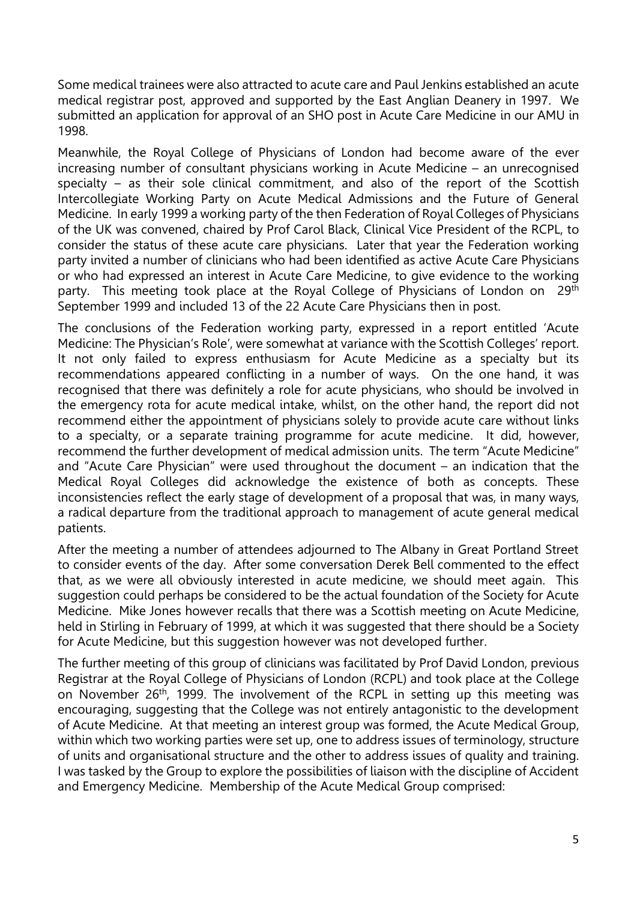Some medical trainees were also attracted to acute care and Paul Jenkins established an acute medical registrar post, approved and supported by the East Anglian Deanery in 1997. We submitted an application for approval of an SHO post in Acute Care Medicine in our AMU in 1998.

Meanwhile, the Royal College of Physicians of London had become aware of the ever increasing number of consultant physicians working in Acute Medicine – an unrecognised specialty – as their sole clinical commitment, and also of the report of the Scottish Intercollegiate Working Party on Acute Medical Admissions and the Future of General Medicine. In early 1999 a working party of the then Federation of Royal Colleges of Physicians of the UK was convened, chaired by Prof Carol Black, Clinical Vice President of the RCPL, to consider the status of these acute care physicians. Later that year the Federation working party invited a number of clinicians who had been identified as active Acute Care Physicians or who had expressed an interest in Acute Care Medicine, to give evidence to the working party. This meeting took place at the Royal College of Physicians of London on 29th September 1999 and included 13 of the 22 Acute Care Physicians then in post.

The conclusions of the Federation working party, expressed in a report entitled 'Acute Medicine: The Physician's Role', were somewhat at variance with the Scottish Colleges' report. It not only failed to express enthusiasm for Acute Medicine as a specialty but its recommendations appeared conflicting in a number of ways. On the one hand, it was recognised that there was definitely a role for acute physicians, who should be involved in the emergency rota for acute medical intake, whilst, on the other hand, the report did not recommend either the appointment of physicians solely to provide acute care without links to a specialty, or a separate training programme for acute medicine. It did, however, recommend the further development of medical admission units. The term "Acute Medicine" and "Acute Care Physician" were used throughout the document – an indication that the Medical Royal Colleges did acknowledge the existence of both as concepts. These inconsistencies reflect the early stage of development of a proposal that was, in many ways, a radical departure from the traditional approach to management of acute general medical patients.

After the meeting a number of attendees adjourned to The Albany in Great Portland Street to consider events of the day. After some conversation Derek Bell commented to the effect that, as we were all obviously interested in acute medicine, we should meet again. This suggestion could perhaps be considered to be the actual foundation of the Society for Acute Medicine. Mike Jones however recalls that there was a Scottish meeting on Acute Medicine, held in Stirling in February of 1999, at which it was suggested that there should be a Society for Acute Medicine, but this suggestion however was not developed further.

The further meeting of this group of clinicians was facilitated by Prof David London, previous Registrar at the Royal College of Physicians of London (RCPL) and took place at the College on November 26th, 1999. The involvement of the RCPL in setting up this meeting was encouraging, suggesting that the College was not entirely antagonistic to the development of Acute Medicine. At that meeting an interest group was formed, the Acute Medical Group, within which two working parties were set up, one to address issues of terminology, structure of units and organisational structure and the other to address issues of quality and training. I was tasked by the Group to explore the possibilities of liaison with the discipline of Accident and Emergency Medicine. Membership of the Acute Medical Group comprised: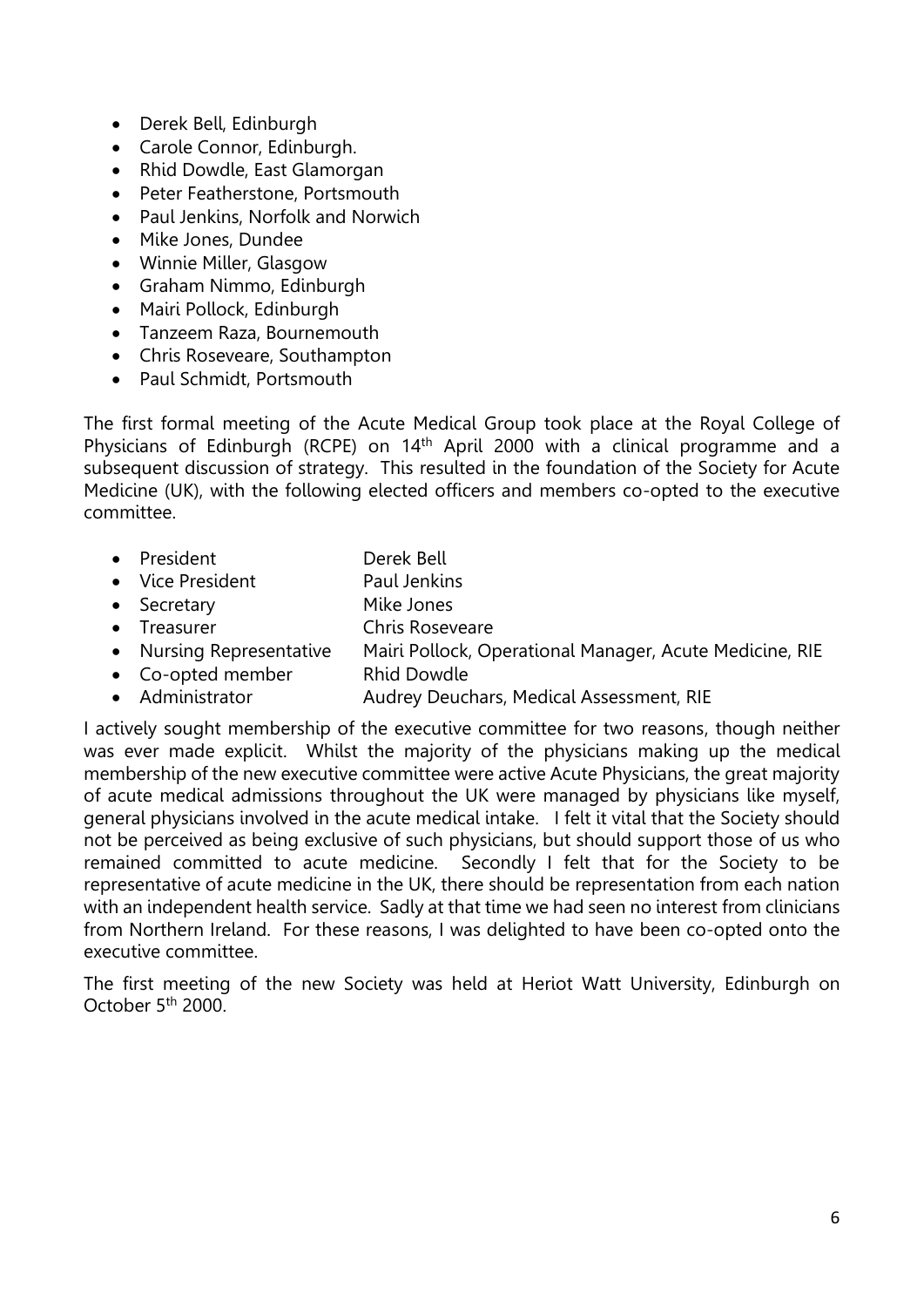- Derek Bell, Edinburgh
- Carole Connor, Edinburgh.
- Rhid Dowdle, East Glamorgan
- Peter Featherstone, Portsmouth
- Paul Jenkins, Norfolk and Norwich
- Mike Jones, Dundee
- Winnie Miller, Glasgow
- Graham Nimmo, Edinburgh
- Mairi Pollock, Edinburgh
- Tanzeem Raza, Bournemouth
- Chris Roseveare, Southampton
- Paul Schmidt, Portsmouth

The first formal meeting of the Acute Medical Group took place at the Royal College of Physicians of Edinburgh (RCPE) on 14th April 2000 with a clinical programme and a subsequent discussion of strategy. This resulted in the foundation of the Society for Acute Medicine (UK), with the following elected officers and members co-opted to the executive committee.

- President — Derek Bell
- Vice President — Paul Jenkins
- Secretary — Mike Jones
- Treasurer — Chris Roseveare
- Nursing Representative — Mairi Pollock, Operational Manager, Acute Medicine, RIE
- Co-opted member — Rhid Dowdle
- Administrator — Audrey Deuchars, Medical Assessment, RIE

I actively sought membership of the executive committee for two reasons, though neither was ever made explicit. Whilst the majority of the physicians making up the medical membership of the new executive committee were active Acute Physicians, the great majority of acute medical admissions throughout the UK were managed by physicians like myself, general physicians involved in the acute medical intake. I felt it vital that the Society should not be perceived as being exclusive of such physicians, but should support those of us who remained committed to acute medicine. Secondly I felt that for the Society to be representative of acute medicine in the UK, there should be representation from each nation with an independent health service. Sadly at that time we had seen no interest from clinicians from Northern Ireland. For these reasons, I was delighted to have been co-opted onto the executive committee.

The first meeting of the new Society was held at Heriot Watt University, Edinburgh on October 5th 2000.